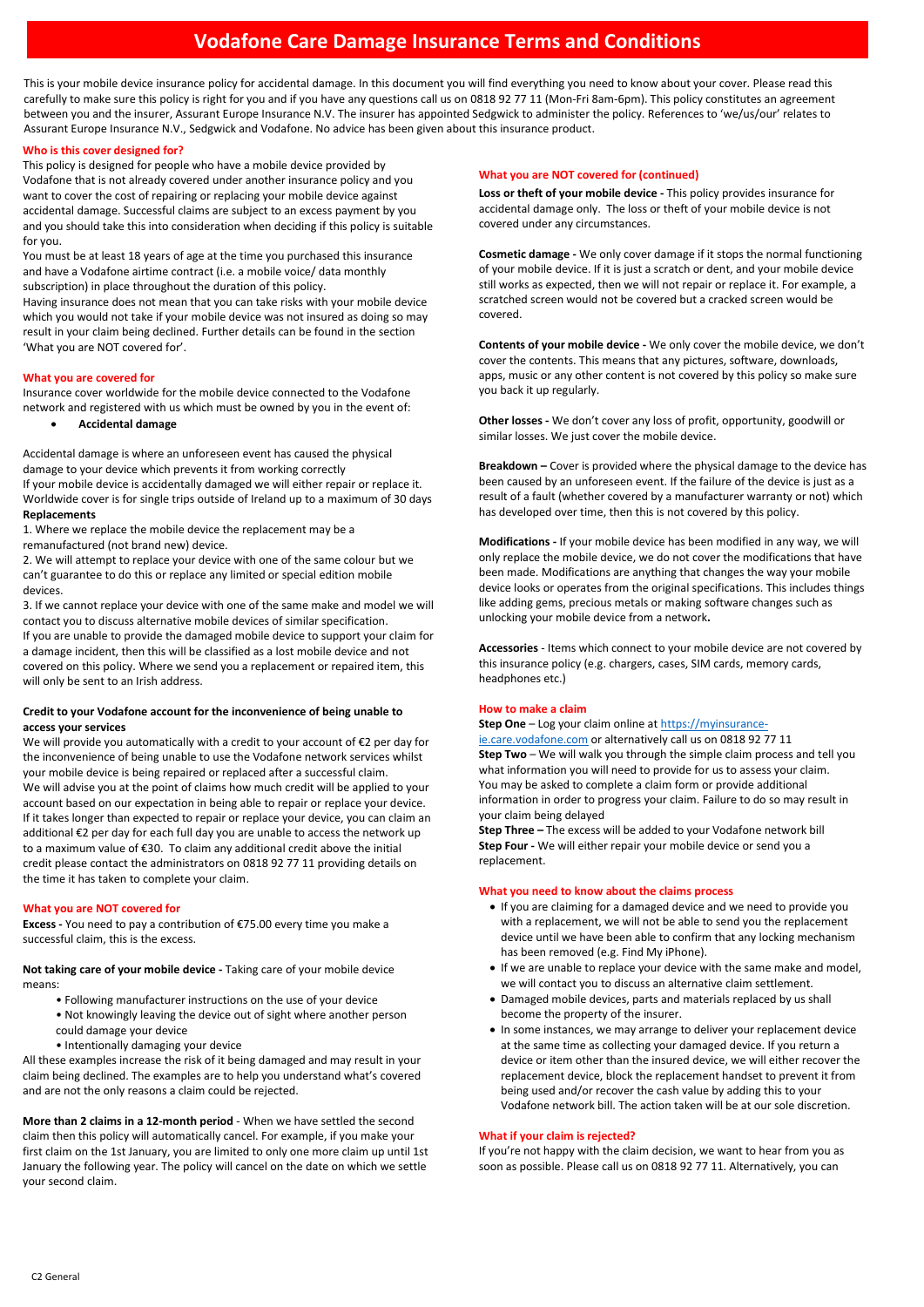# Vodafone Care Damage Insurance Terms and Conditions

This is your mobile device insurance policy for accidental damage. In this document you will find everything you need to know about your cover. Please read this carefully to make sure this policy is right for you and if you have any questions call us on 0818 92 77 11 (Mon-Fri 8am-6pm). This policy constitutes an agreement between you and the insurer, Assurant Europe Insurance N.V. The insurer has appointed Sedgwick to administer the policy. References to 'we/us/our' relates to Assurant Europe Insurance N.V., Sedgwick and Vodafone. No advice has been given about this insurance product.

## Who is this cover designed for?

This policy is designed for people who have a mobile device provided by Vodafone that is not already covered under another insurance policy and you want to cover the cost of repairing or replacing your mobile device against accidental damage. Successful claims are subject to an excess payment by you and you should take this into consideration when deciding if this policy is suitable for you.

You must be at least 18 years of age at the time you purchased this insurance and have a Vodafone airtime contract (i.e. a mobile voice/ data monthly subscription) in place throughout the duration of this policy.

Having insurance does not mean that you can take risks with your mobile device which you would not take if your mobile device was not insured as doing so may result in your claim being declined. Further details can be found in the section 'What you are NOT covered for'.

## What you are covered for

Insurance cover worldwide for the mobile device connected to the Vodafone network and registered with us which must be owned by you in the event of:

- **Accidental damage**

Accidental damage is where an unforeseen event has caused the physical damage to your device which prevents it from working correctly

If your mobile device is accidentally damaged we will either repair or replace it.

Worldwide cover is for single trips outside of Ireland up to a maximum of 30 days

**Replacements**

1. Where we replace the mobile device the replacement may be a remanufactured (not brand new) device.
2. We will attempt to replace your device with one of the same colour but we can't guarantee to do this or replace any limited or special edition mobile devices.
3. If we cannot replace your device with one of the same make and model we will contact you to discuss alternative mobile devices of similar specification.

If you are unable to provide the damaged mobile device to support your claim for a damage incident, then this will be classified as a lost mobile device and not covered on this policy. Where we send you a replacement or repaired item, this will only be sent to an Irish address.

**Credit to your Vodafone account for the inconvenience of being unable to access your services**

We will provide you automatically with a credit to your account of €2 per day for the inconvenience of being unable to use the Vodafone network services whilst your mobile device is being repaired or replaced after a successful claim.

We will advise you at the point of claims how much credit will be applied to your account based on our expectation in being able to repair or replace your device. If it takes longer than expected to repair or replace your device, you can claim an additional €2 per day for each full day you are unable to access the network up to a maximum value of €30. To claim any additional credit above the initial credit please contact the administrators on 0818 92 77 11 providing details on the time it has taken to complete your claim.

## What you are NOT covered for

**Excess -** You need to pay a contribution of €75.00 every time you make a successful claim, this is the excess.

**Not taking care of your mobile device -** Taking care of your mobile device means:

- Following manufacturer instructions on the use of your device
- Not knowingly leaving the device out of sight where another person could damage your device
- Intentionally damaging your device

All these examples increase the risk of it being damaged and may result in your claim being declined. The examples are to help you understand what's covered and are not the only reasons a claim could be rejected.

**More than 2 claims in a 12-month period** - When we have settled the second claim then this policy will automatically cancel. For example, if you make your first claim on the 1st January, you are limited to only one more claim up until 1st January the following year. The policy will cancel on the date on which we settle your second claim.

## What you are NOT covered for (continued)

**Loss or theft of your mobile device -** This policy provides insurance for accidental damage only. The loss or theft of your mobile device is not covered under any circumstances.

**Cosmetic damage -** We only cover damage if it stops the normal functioning of your mobile device. If it is just a scratch or dent, and your mobile device still works as expected, then we will not repair or replace it. For example, a scratched screen would not be covered but a cracked screen would be covered.

**Contents of your mobile device -** We only cover the mobile device, we don't cover the contents. This means that any pictures, software, downloads, apps, music or any other content is not covered by this policy so make sure you back it up regularly.

**Other losses -** We don't cover any loss of profit, opportunity, goodwill or similar losses. We just cover the mobile device.

**Breakdown –** Cover is provided where the physical damage to the device has been caused by an unforeseen event. If the failure of the device is just as a result of a fault (whether covered by a manufacturer warranty or not) which has developed over time, then this is not covered by this policy.

**Modifications -** If your mobile device has been modified in any way, we will only replace the mobile device, we do not cover the modifications that have been made. Modifications are anything that changes the way your mobile device looks or operates from the original specifications. This includes things like adding gems, precious metals or making software changes such as unlocking your mobile device from a network**.**

**Accessories** - Items which connect to your mobile device are not covered by this insurance policy (e.g. chargers, cases, SIM cards, memory cards, headphones etc.)

## How to make a claim

**Step One** – Log your claim online at https://myinsurance-ie.care.vodafone.com or alternatively call us on 0818 92 77 11

**Step Two** – We will walk you through the simple claim process and tell you what information you will need to provide for us to assess your claim. You may be asked to complete a claim form or provide additional information in order to progress your claim. Failure to do so may result in your claim being delayed

**Step Three –** The excess will be added to your Vodafone network bill

**Step Four -** We will either repair your mobile device or send you a replacement.

## What you need to know about the claims process

- If you are claiming for a damaged device and we need to provide you with a replacement, we will not be able to send you the replacement device until we have been able to confirm that any locking mechanism has been removed (e.g. Find My iPhone).
- If we are unable to replace your device with the same make and model, we will contact you to discuss an alternative claim settlement.
- Damaged mobile devices, parts and materials replaced by us shall become the property of the insurer.
- In some instances, we may arrange to deliver your replacement device at the same time as collecting your damaged device. If you return a device or item other than the insured device, we will either recover the replacement device, block the replacement handset to prevent it from being used and/or recover the cash value by adding this to your Vodafone network bill. The action taken will be at our sole discretion.

## What if your claim is rejected?

If you're not happy with the claim decision, we want to hear from you as soon as possible. Please call us on 0818 92 77 11. Alternatively, you can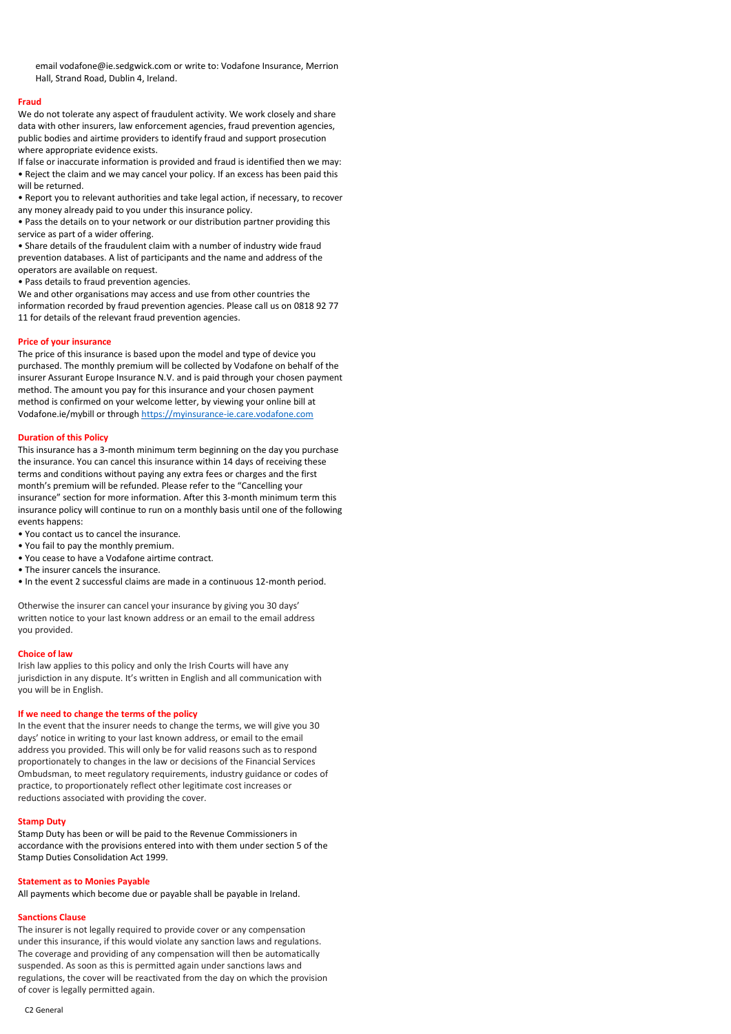email vodafone@ie.sedgwick.com or write to: Vodafone Insurance, Merrion Hall, Strand Road, Dublin 4, Ireland.

### Fraud

We do not tolerate any aspect of fraudulent activity. We work closely and share data with other insurers, law enforcement agencies, fraud prevention agencies, public bodies and airtime providers to identify fraud and support prosecution where appropriate evidence exists.

If false or inaccurate information is provided and fraud is identified then we may:

- Reject the claim and we may cancel your policy. If an excess has been paid this will be returned.
- Report you to relevant authorities and take legal action, if necessary, to recover any money already paid to you under this insurance policy.
- Pass the details on to your network or our distribution partner providing this service as part of a wider offering.
- Share details of the fraudulent claim with a number of industry wide fraud prevention databases. A list of participants and the name and address of the operators are available on request.
- Pass details to fraud prevention agencies.

We and other organisations may access and use from other countries the information recorded by fraud prevention agencies. Please call us on 0818 92 77 11 for details of the relevant fraud prevention agencies.

### Price of your insurance

The price of this insurance is based upon the model and type of device you purchased. The monthly premium will be collected by Vodafone on behalf of the insurer Assurant Europe Insurance N.V. and is paid through your chosen payment method. The amount you pay for this insurance and your chosen payment method is confirmed on your welcome letter, by viewing your online bill at Vodafone.ie/mybill or through [https://myinsurance-ie.care.vodafone.com](https://myinsurance-ie.care.vodafone.com)

### Duration of this Policy

This insurance has a 3-month minimum term beginning on the day you purchase the insurance. You can cancel this insurance within 14 days of receiving these terms and conditions without paying any extra fees or charges and the first month's premium will be refunded. Please refer to the "Cancelling your insurance" section for more information. After this 3-month minimum term this insurance policy will continue to run on a monthly basis until one of the following events happens:

- You contact us to cancel the insurance.
- You fail to pay the monthly premium.
- You cease to have a Vodafone airtime contract.
- The insurer cancels the insurance.
- In the event 2 successful claims are made in a continuous 12-month period.

Otherwise the insurer can cancel your insurance by giving you 30 days' written notice to your last known address or an email to the email address you provided.

### Choice of law

Irish law applies to this policy and only the Irish Courts will have any jurisdiction in any dispute. It's written in English and all communication with you will be in English.

### If we need to change the terms of the policy

In the event that the insurer needs to change the terms, we will give you 30 days' notice in writing to your last known address, or email to the email address you provided. This will only be for valid reasons such as to respond proportionately to changes in the law or decisions of the Financial Services Ombudsman, to meet regulatory requirements, industry guidance or codes of practice, to proportionately reflect other legitimate cost increases or reductions associated with providing the cover.

### Stamp Duty

Stamp Duty has been or will be paid to the Revenue Commissioners in accordance with the provisions entered into with them under section 5 of the Stamp Duties Consolidation Act 1999.

### Statement as to Monies Payable

All payments which become due or payable shall be payable in Ireland.

### Sanctions Clause

The insurer is not legally required to provide cover or any compensation under this insurance, if this would violate any sanction laws and regulations. The coverage and providing of any compensation will then be automatically suspended. As soon as this is permitted again under sanctions laws and regulations, the cover will be reactivated from the day on which the provision of cover is legally permitted again.